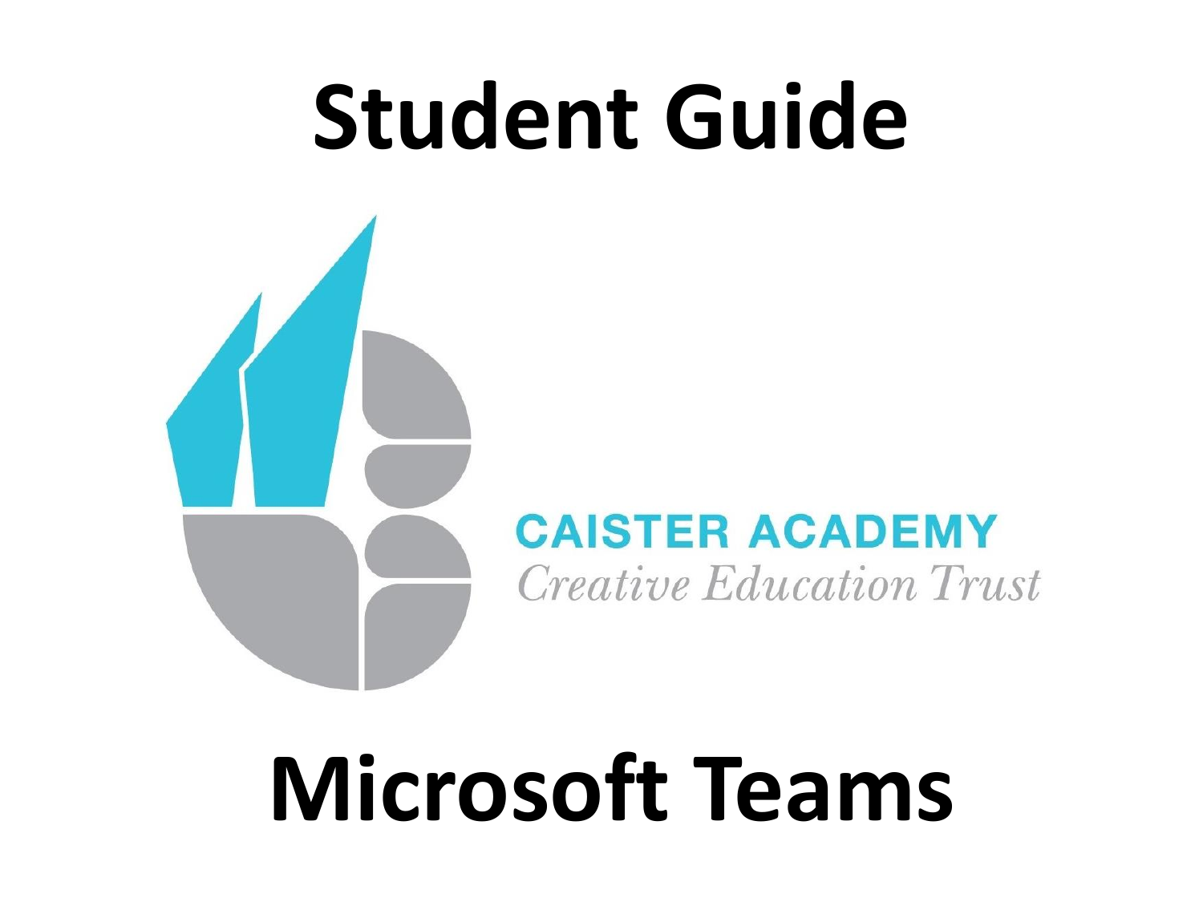# Student Guide

CAISTER ACADEMY

*Creative Education Trust*

# Microsoft Teams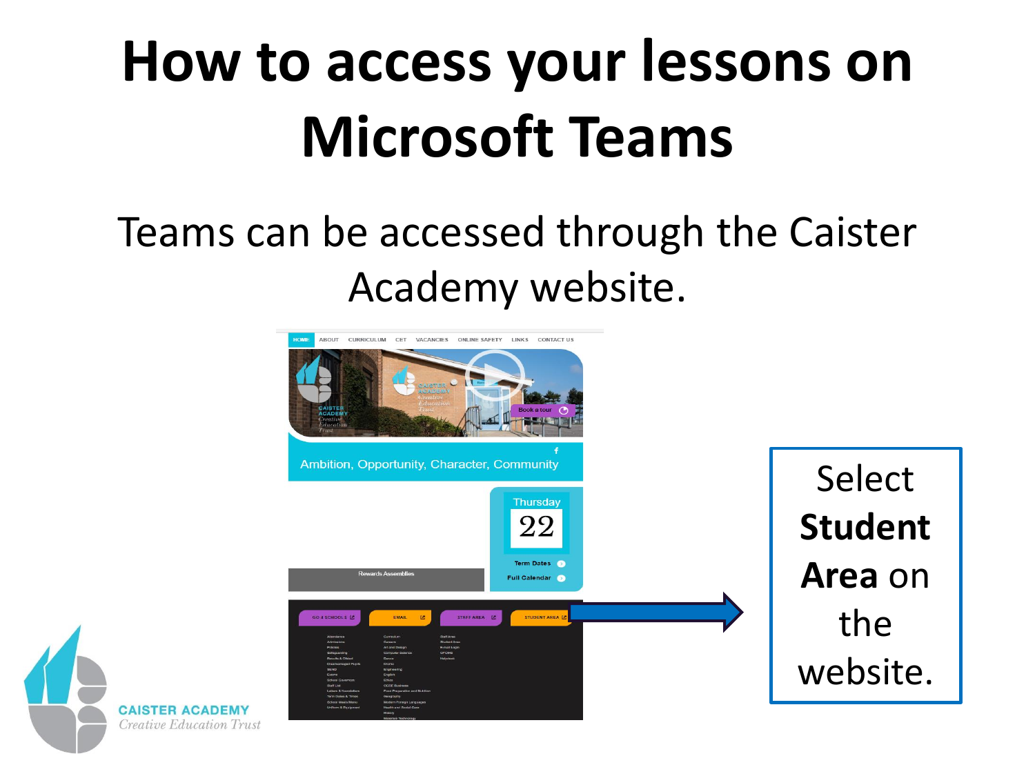# How to access your lessons on Microsoft Teams

Teams can be accessed through the Caister Academy website.

Select **Student Area** on the website.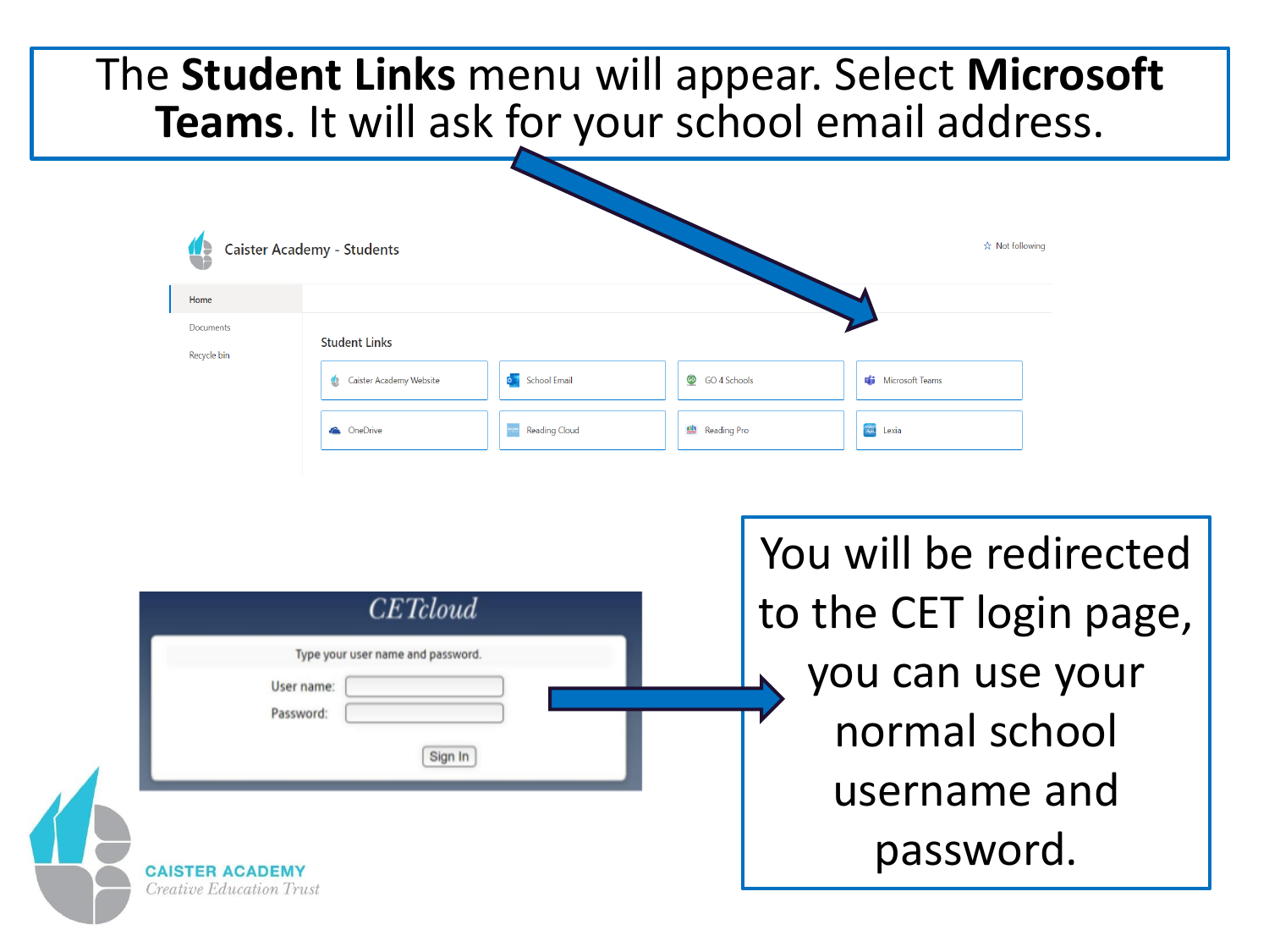The **Student Links** menu will appear. Select **Microsoft Teams**. It will ask for your school email address.

Caister Academy - Students

☆ Not following

- Home
- Documents
- Recycle bin

Student Links

| Caister Academy Website | School Email | GO 4 Schools | Microsoft Teams |
| --- | --- | --- | --- |
| OneDrive | Reading Cloud | Reading Pro | Lexia |

CETcloud

Type your user name and password.

User name:

Password:

Sign In

You will be redirected to the CET login page, you can use your normal school username and password.

CAISTER ACADEMY
*Creative Education Trust*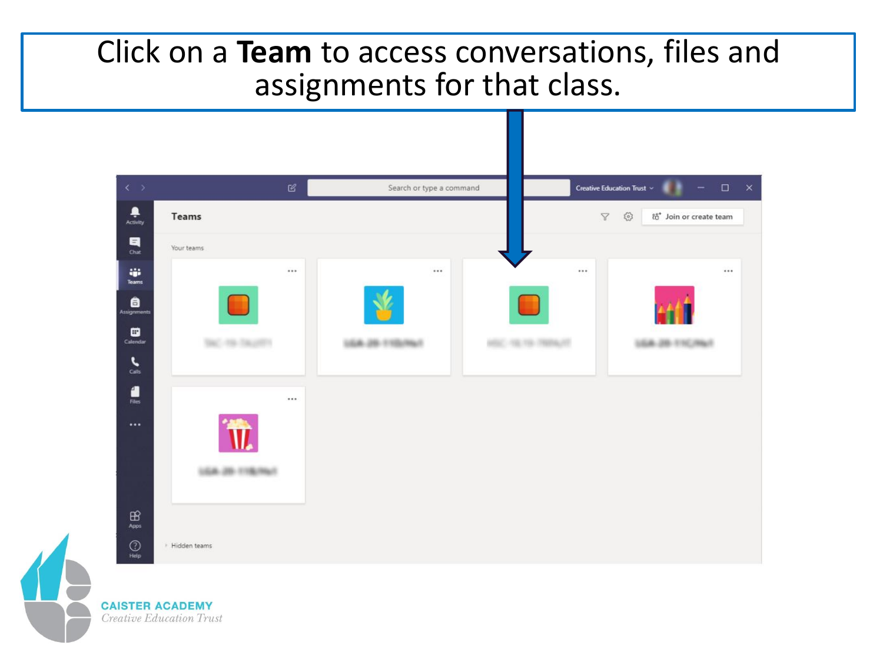Click on a **Team** to access conversations, files and assignments for that class.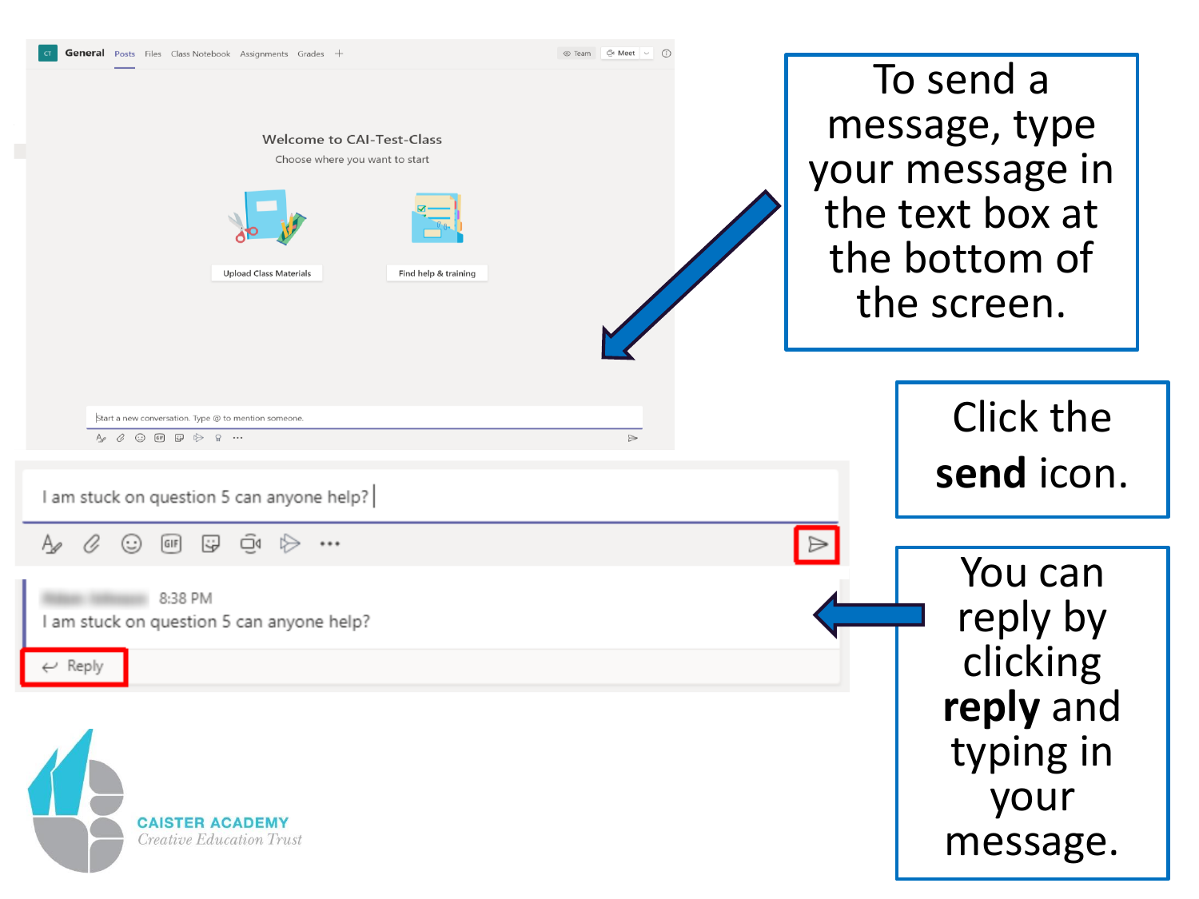To send a message, type your message in the text box at the bottom of the screen.

Click the **send** icon.

You can reply by clicking **reply** and typing in your message.

CAISTER ACADEMY

*Creative Education Trust*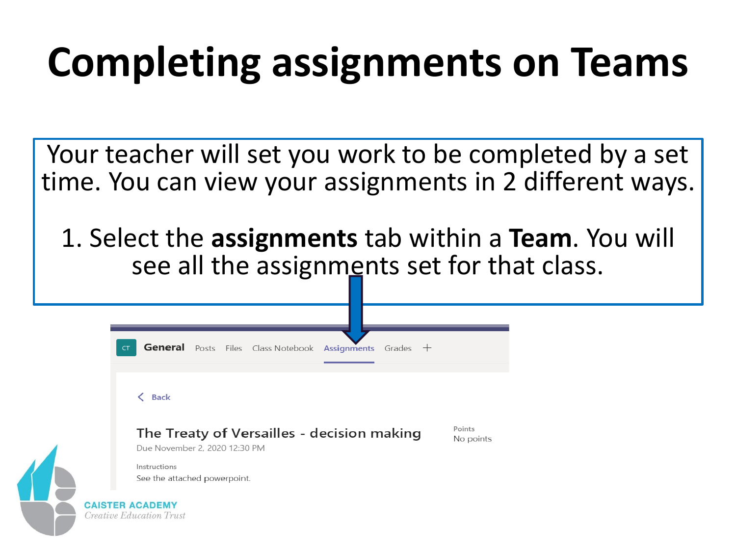# Completing assignments on Teams

Your teacher will set you work to be completed by a set time. You can view your assignments in 2 different ways.

1. Select the **assignments** tab within a **Team**. You will see all the assignments set for that class.

CT **General** Posts Files Class Notebook Assignments Grades +

Back

The Treaty of Versailles - decision making
Due November 2, 2020 12:30 PM

Points
No points

Instructions
See the attached powerpoint.

CAISTER ACADEMY
*Creative Education Trust*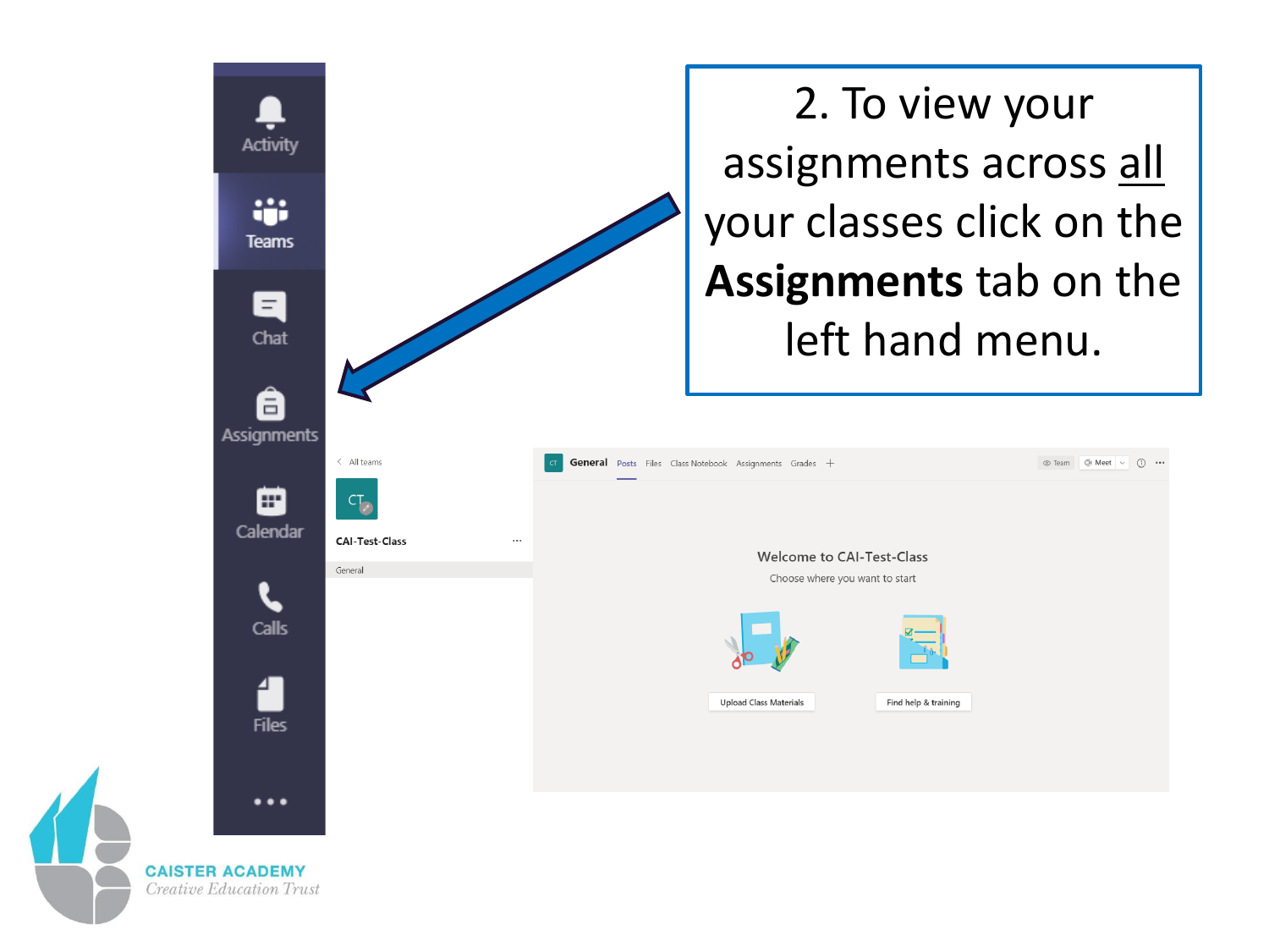2. To view your assignments across <u>all</u> your classes click on the **Assignments** tab on the left hand menu.

Activity

Teams

Chat

Assignments

Calendar

Calls

Files

...

< All teams

CAI-Test-Class

General

General Posts Files Class Notebook Assignments Grades +

Welcome to CAI-Test-Class

Choose where you want to start

Upload Class Materials

Find help & training

CAISTER ACADEMY

*Creative Education Trust*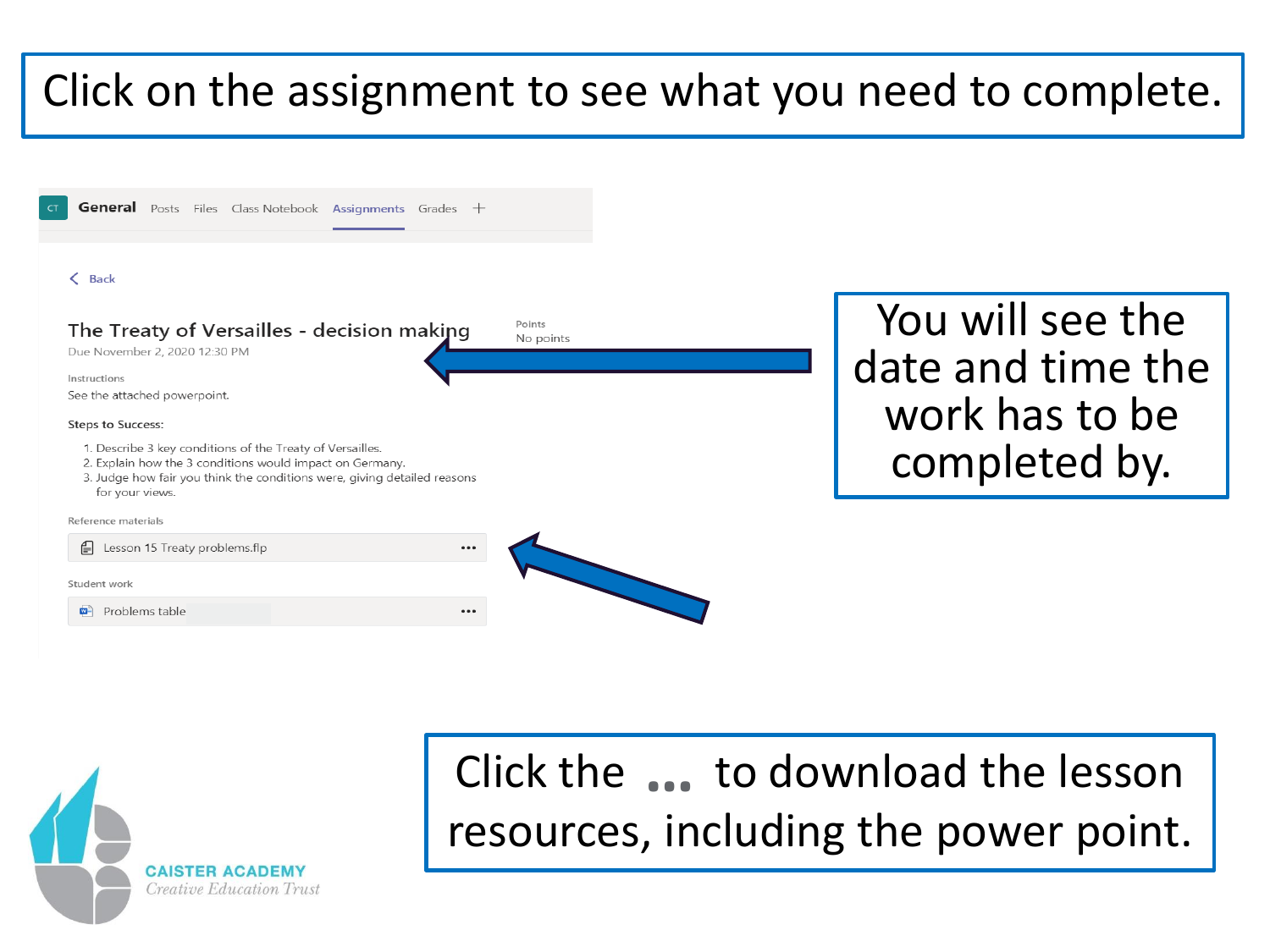# Click on the assignment to see what you need to complete.

CT **General** Posts Files Class Notebook Assignments Grades +

< Back

The Treaty of Versailles - decision making

Due November 2, 2020 12:30 PM

Points
No points

Instructions

See the attached powerpoint.

**Steps to Success:**

1. Describe 3 key conditions of the Treaty of Versailles.
2. Explain how the 3 conditions would impact on Germany.
3. Judge how fair you think the conditions were, giving detailed reasons for your views.

Reference materials

Lesson 15 Treaty problems.flp ...

Student work

Problems table ...

You will see the date and time the work has to be completed by.

Click the **...** to download the lesson resources, including the power point.

CAISTER ACADEMY
*Creative Education Trust*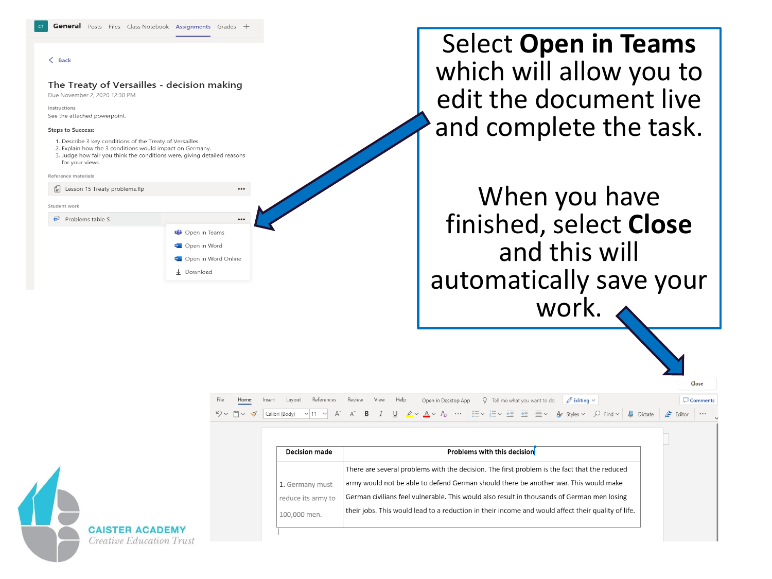General Posts Files Class Notebook Assignments Grades

< Back

### The Treaty of Versailles - decision making

Due November 2, 2020 12:30 PM

Instructions

See the attached powerpoint.

Steps to Success:

1. Describe 3 key conditions of the Treaty of Versailles.
2. Explain how the 3 conditions would impact on Germany.
3. Judge how fair you think the conditions were, giving detailed reasons for your views.

Reference materials

Lesson 15 Treaty problems.flp

Student work

Problems table S

- Open in Teams
- Open in Word
- Open in Word Online
- Download

Select **Open in Teams** which will allow you to edit the document live and complete the task.

When you have finished, select **Close** and this will automatically save your work.

Close

File Home Insert Layout References Review View Help Open in Desktop App Tell me what you want to do Editing Comments

| Decision made | Problems with this decision |
|---|---|
| 1. Germany must reduce its army to 100,000 men. | There are several problems with the decision. The first problem is the fact that the reduced army would not be able to defend German should there be another war. This would make German civilians feel vulnerable. This would also result in thousands of German men losing their jobs. This would lead to a reduction in their income and would affect their quality of life. |

CAISTER ACADEMY
Creative Education Trust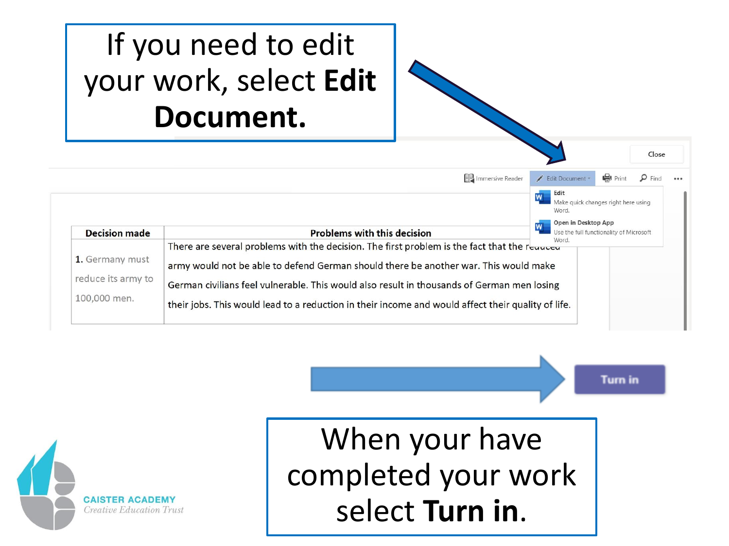If you need to edit your work, select **Edit Document.**

Close

Immersive Reader | Edit Document | Print | Find | ...

**Edit**
Make quick changes right here using Word.

**Open in Desktop App**
Use the full functionality of Microsoft Word.

| Decision made | Problems with this decision |
|---|---|
| 1. Germany must reduce its army to 100,000 men. | There are several problems with the decision. The first problem is the fact that the reduced army would not be able to defend German should there be another war. This would make German civilians feel vulnerable. This would also result in thousands of German men losing their jobs. This would lead to a reduction in their income and would affect their quality of life. |

Turn in

When your have completed your work select **Turn in**.

CAISTER ACADEMY
*Creative Education Trust*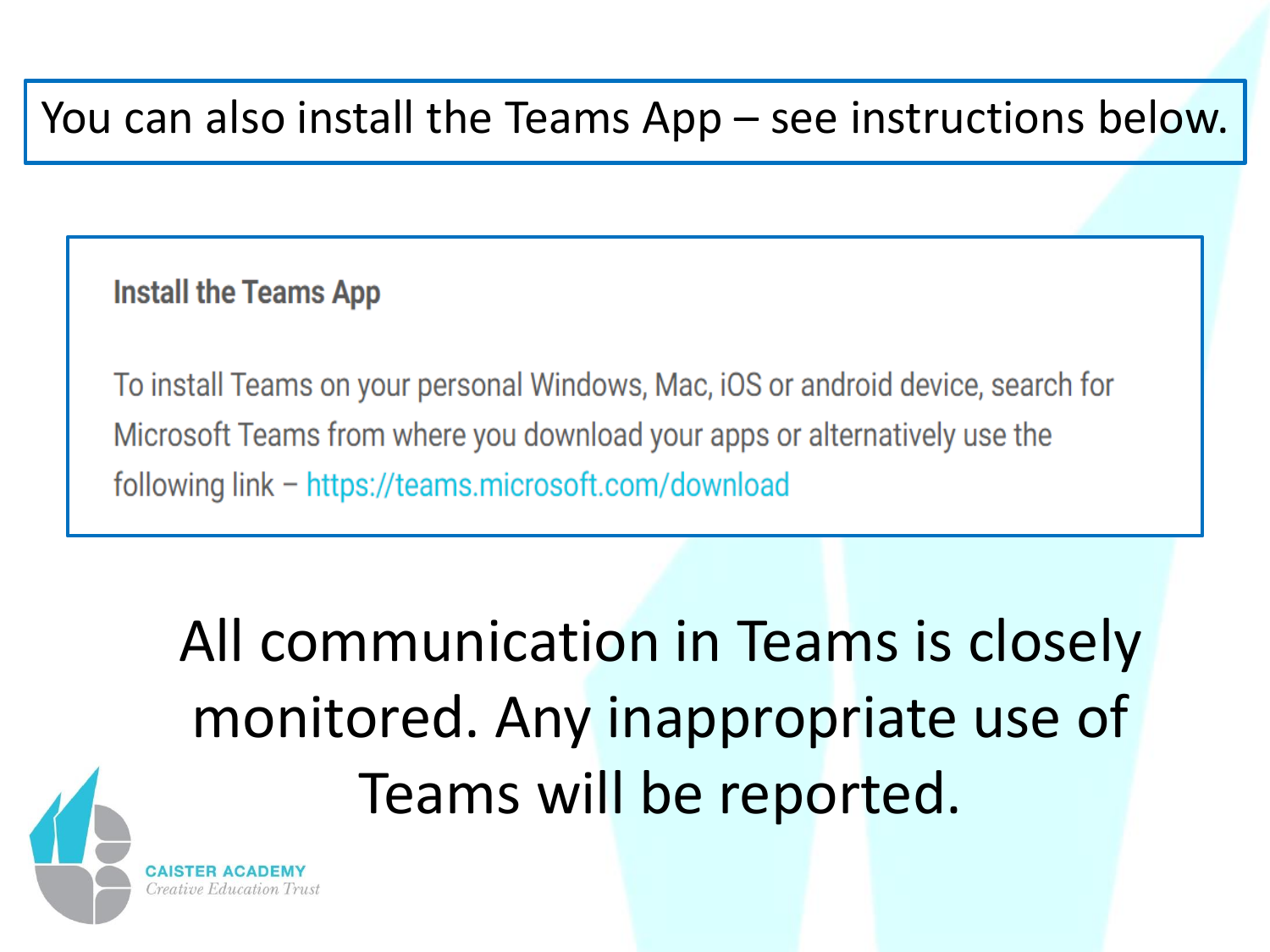You can also install the Teams App – see instructions below.

### Install the Teams App

To install Teams on your personal Windows, Mac, iOS or android device, search for Microsoft Teams from where you download your apps or alternatively use the following link – https://teams.microsoft.com/download

All communication in Teams is closely monitored. Any inappropriate use of Teams will be reported.

CAISTER ACADEMY
*Creative Education Trust*